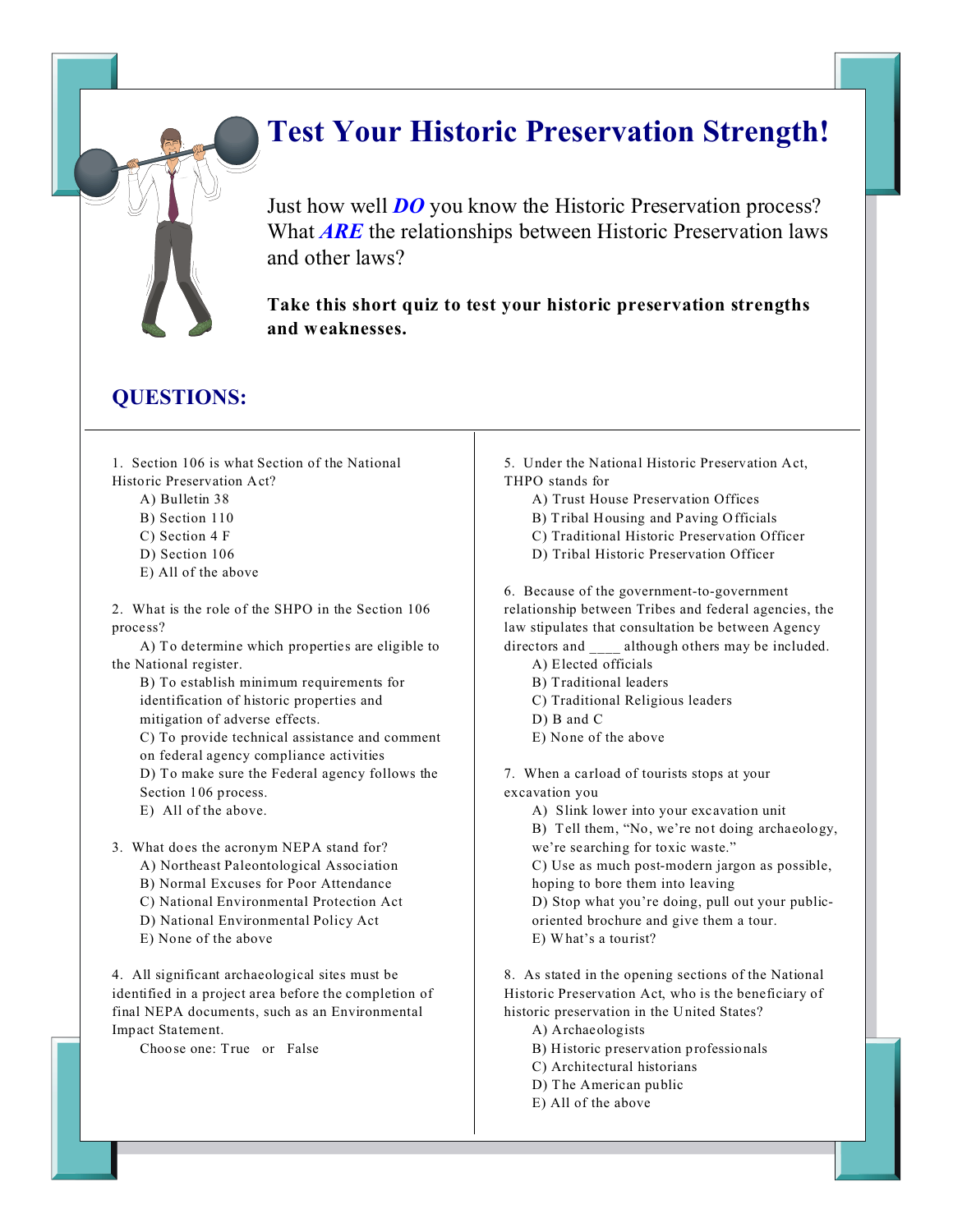# Test Your Historic Preservation Strength!

Just how well ***DO*** you know the Historic Preservation process? What ***ARE*** the relationships between Historic Preservation laws and other laws?

**Take this short quiz to test your historic preservation strengths and weaknesses.**

## QUESTIONS:

1. Section 106 is what Section of the National Historic Preservation Act?
   - A) Bulletin 38
   - B) Section 110
   - C) Section 4 F
   - D) Section 106
   - E) All of the above

2. What is the role of the SHPO in the Section 106 process?
   - A) To determine which properties are eligible to the National register.
   - B) To establish minimum requirements for identification of historic properties and mitigation of adverse effects.
   - C) To provide technical assistance and comment on federal agency compliance activities
   - D) To make sure the Federal agency follows the Section 106 process.
   - E) All of the above.

3. What does the acronym NEPA stand for?
   - A) Northeast Paleontological Association
   - B) Normal Excuses for Poor Attendance
   - C) National Environmental Protection Act
   - D) National Environmental Policy Act
   - E) None of the above

4. All significant archaeological sites must be identified in a project area before the completion of final NEPA documents, such as an Environmental Impact Statement.

   Choose one: True or False

5. Under the National Historic Preservation Act, THPO stands for
   - A) Trust House Preservation Offices
   - B) Tribal Housing and Paving Officials
   - C) Traditional Historic Preservation Officer
   - D) Tribal Historic Preservation Officer

6. Because of the government-to-government relationship between Tribes and federal agencies, the law stipulates that consultation be between Agency directors and ____ although others may be included.
   - A) Elected officials
   - B) Traditional leaders
   - C) Traditional Religious leaders
   - D) B and C
   - E) None of the above

7. When a carload of tourists stops at your excavation you
   - A) Slink lower into your excavation unit
   - B) Tell them, "No, we're not doing archaeology, we're searching for toxic waste."
   - C) Use as much post-modern jargon as possible, hoping to bore them into leaving
   - D) Stop what you're doing, pull out your public-oriented brochure and give them a tour.
   - E) What's a tourist?

8. As stated in the opening sections of the National Historic Preservation Act, who is the beneficiary of historic preservation in the United States?
   - A) Archaeologists
   - B) Historic preservation professionals
   - C) Architectural historians
   - D) The American public
   - E) All of the above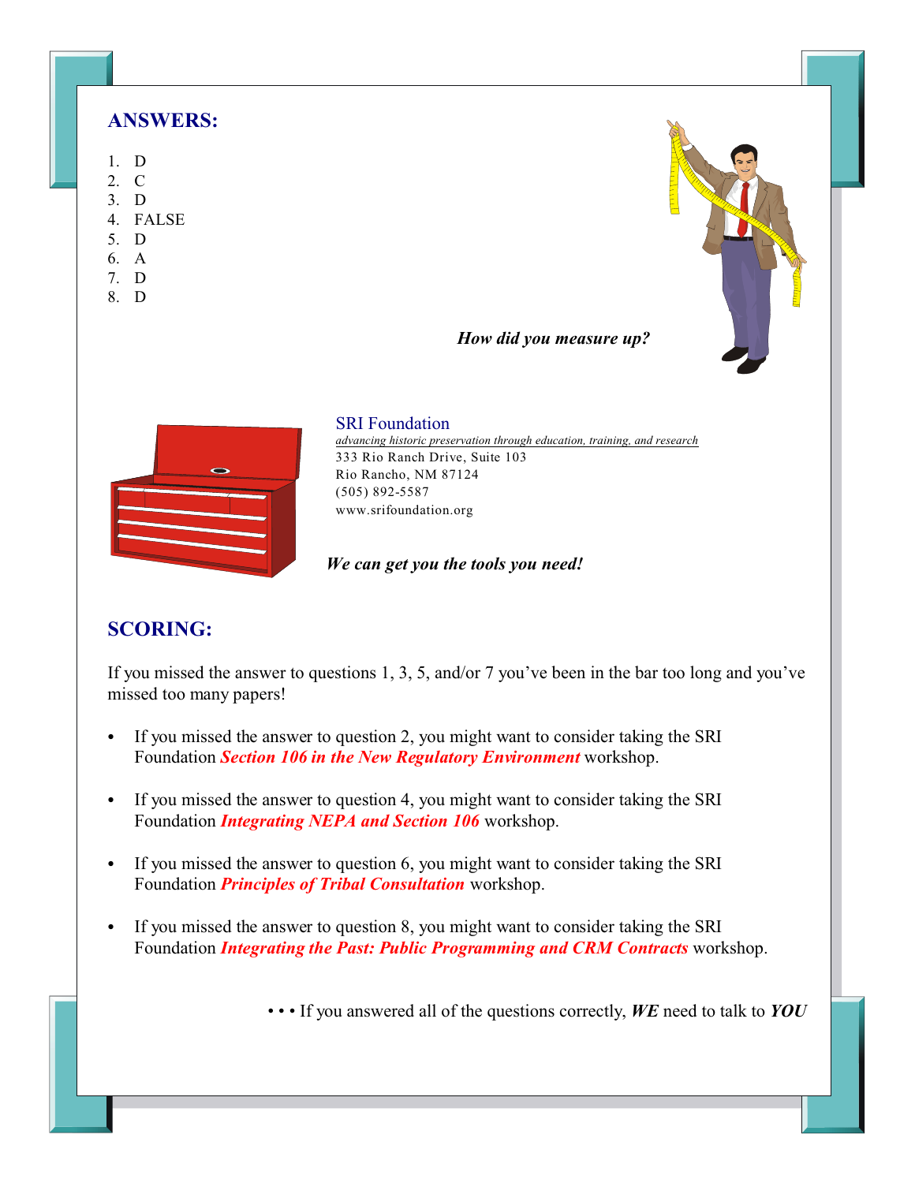## ANSWERS:

1. D
2. C
3. D
4. FALSE
5. D
6. A
7. D
8. D

***How did you measure up?***

SRI Foundation

*advancing historic preservation through education, training, and research*

333 Rio Ranch Drive, Suite 103
Rio Rancho, NM 87124
(505) 892-5587
www.srifoundation.org

***We can get you the tools you need!***

## SCORING:

If you missed the answer to questions 1, 3, 5, and/or 7 you've been in the bar too long and you've missed too many papers!

- If you missed the answer to question 2, you might want to consider taking the SRI Foundation ***Section 106 in the New Regulatory Environment*** workshop.
- If you missed the answer to question 4, you might want to consider taking the SRI Foundation ***Integrating NEPA and Section 106*** workshop.
- If you missed the answer to question 6, you might want to consider taking the SRI Foundation ***Principles of Tribal Consultation*** workshop.
- If you missed the answer to question 8, you might want to consider taking the SRI Foundation ***Integrating the Past: Public Programming and CRM Contracts*** workshop.

• • • If you answered all of the questions correctly, ***WE*** need to talk to ***YOU***